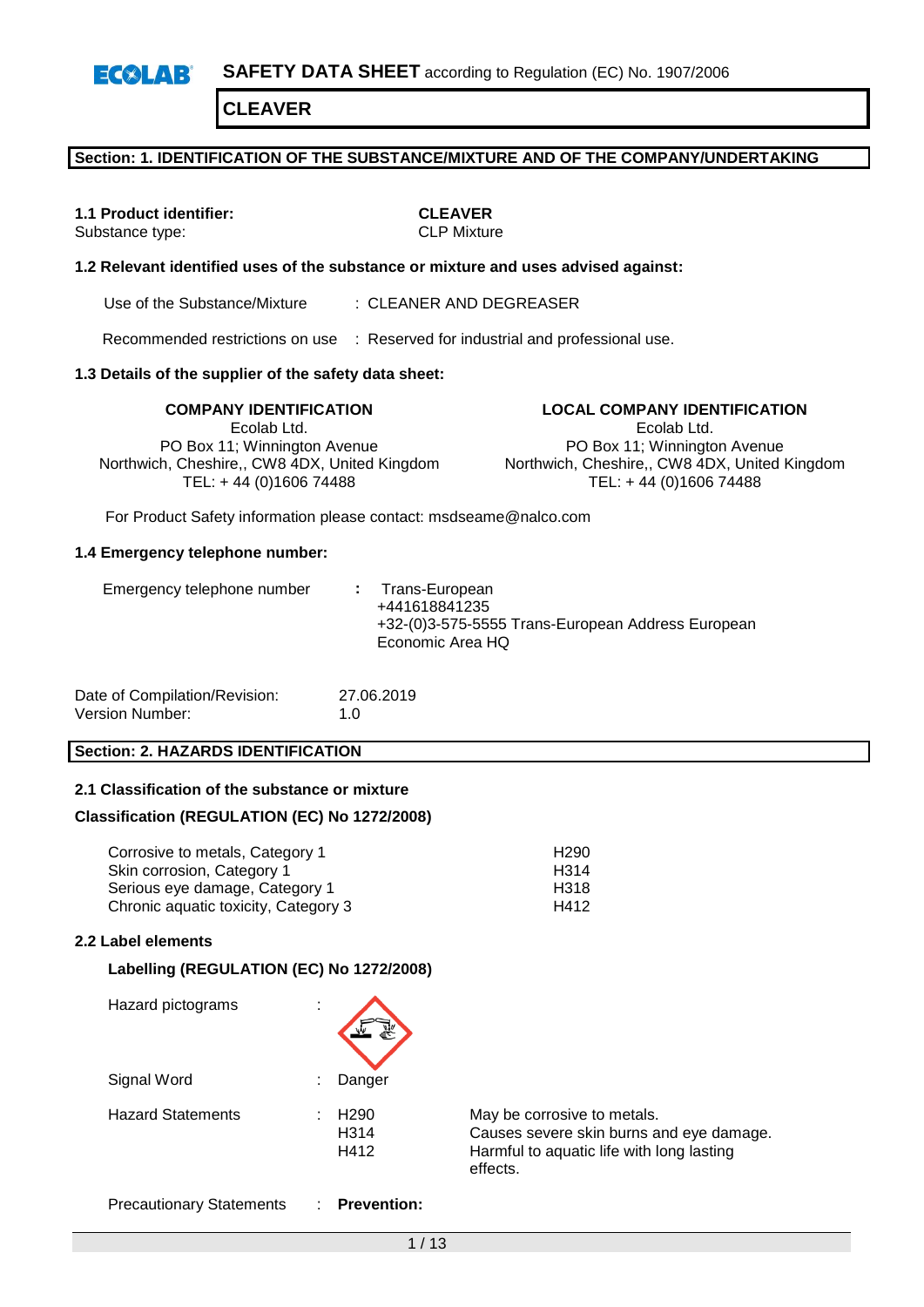**SAFETY DATA SHEET** according to Regulation (EC) No. 1907/2006

# CLEAVER

## Section: 1. IDENTIFICATION OF THE SUBSTANCE/MIXTURE AND OF THE COMPANY/UNDERTAKING

**1.1 Product identifier:** **CLEAVER**
Substance type: CLP Mixture

**1.2 Relevant identified uses of the substance or mixture and uses advised against:**

Use of the Substance/Mixture : CLEANER AND DEGREASER

Recommended restrictions on use : Reserved for industrial and professional use.

**1.3 Details of the supplier of the safety data sheet:**

**COMPANY IDENTIFICATION**
Ecolab Ltd.
PO Box 11; Winnington Avenue
Northwich, Cheshire,, CW8 4DX, United Kingdom
TEL: + 44 (0)1606 74488

**LOCAL COMPANY IDENTIFICATION**
Ecolab Ltd.
PO Box 11; Winnington Avenue
Northwich, Cheshire,, CW8 4DX, United Kingdom
TEL: + 44 (0)1606 74488

For Product Safety information please contact: msdseame@nalco.com

**1.4 Emergency telephone number:**

Emergency telephone number : Trans-European
+441618841235
+32-(0)3-575-5555 Trans-European Address European Economic Area HQ

Date of Compilation/Revision: 27.06.2019
Version Number: 1.0

## Section: 2. HAZARDS IDENTIFICATION

**2.1 Classification of the substance or mixture**

**Classification (REGULATION (EC) No 1272/2008)**

| | |
|---|---|
| Corrosive to metals, Category 1 | H290 |
| Skin corrosion, Category 1 | H314 |
| Serious eye damage, Category 1 | H318 |
| Chronic aquatic toxicity, Category 3 | H412 |

**2.2 Label elements**

**Labelling (REGULATION (EC) No 1272/2008)**

Hazard pictograms :

Signal Word : Danger

Hazard Statements :

| | |
|---|---|
| H290 | May be corrosive to metals. |
| H314 | Causes severe skin burns and eye damage. |
| H412 | Harmful to aquatic life with long lasting effects. |

Precautionary Statements : **Prevention:**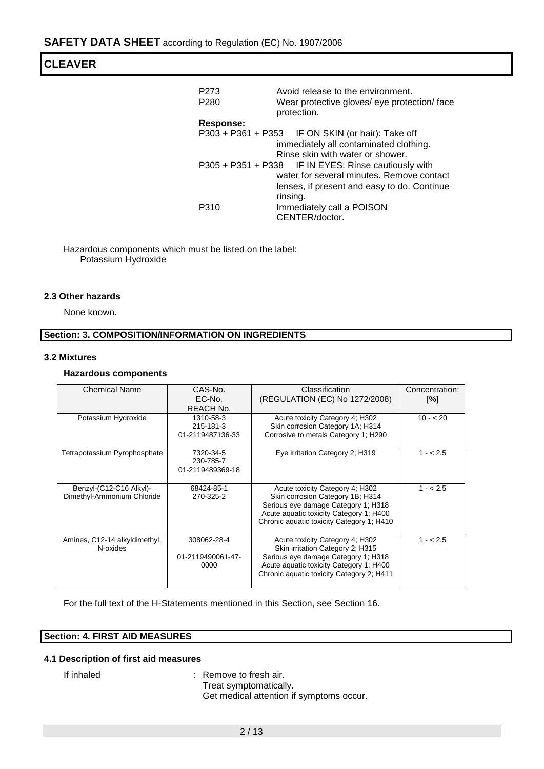| | |
|---|---|
| P273 | Avoid release to the environment. |
| P280 | Wear protective gloves/ eye protection/ face protection. |

**Response:**

| | |
|---|---|
| P303 + P361 + P353 | IF ON SKIN (or hair): Take off immediately all contaminated clothing. Rinse skin with water or shower. |
| P305 + P351 + P338 | IF IN EYES: Rinse cautiously with water for several minutes. Remove contact lenses, if present and easy to do. Continue rinsing. |
| P310 | Immediately call a POISON CENTER/doctor. |

Hazardous components which must be listed on the label:
Potassium Hydroxide

### 2.3 Other hazards

None known.

## Section: 3. COMPOSITION/INFORMATION ON INGREDIENTS

### 3.2 Mixtures

#### Hazardous components

| Chemical Name | CAS-No.<br>EC-No.<br>REACH No. | Classification<br>(REGULATION (EC) No 1272/2008) | Concentration: [%] |
|---|---|---|---|
| Potassium Hydroxide | 1310-58-3<br>215-181-3<br>01-2119487136-33 | Acute toxicity Category 4; H302<br>Skin corrosion Category 1A; H314<br>Corrosive to metals Category 1; H290 | 10 - < 20 |
| Tetrapotassium Pyrophosphate | 7320-34-5<br>230-785-7<br>01-2119489369-18 | Eye irritation Category 2; H319 | 1 - < 2.5 |
| Benzyl-(C12-C16 Alkyl)-Dimethyl-Ammonium Chloride | 68424-85-1<br>270-325-2 | Acute toxicity Category 4; H302<br>Skin corrosion Category 1B; H314<br>Serious eye damage Category 1; H318<br>Acute aquatic toxicity Category 1; H400<br>Chronic aquatic toxicity Category 1; H410 | 1 - < 2.5 |
| Amines, C12-14 alkyldimethyl, N-oxides | 308062-28-4<br><br>01-2119490061-47-0000 | Acute toxicity Category 4; H302<br>Skin irritation Category 2; H315<br>Serious eye damage Category 1; H318<br>Acute aquatic toxicity Category 1; H400<br>Chronic aquatic toxicity Category 2; H411 | 1 - < 2.5 |

For the full text of the H-Statements mentioned in this Section, see Section 16.

## Section: 4. FIRST AID MEASURES

### 4.1 Description of first aid measures

If inhaled : Remove to fresh air.
Treat symptomatically.
Get medical attention if symptoms occur.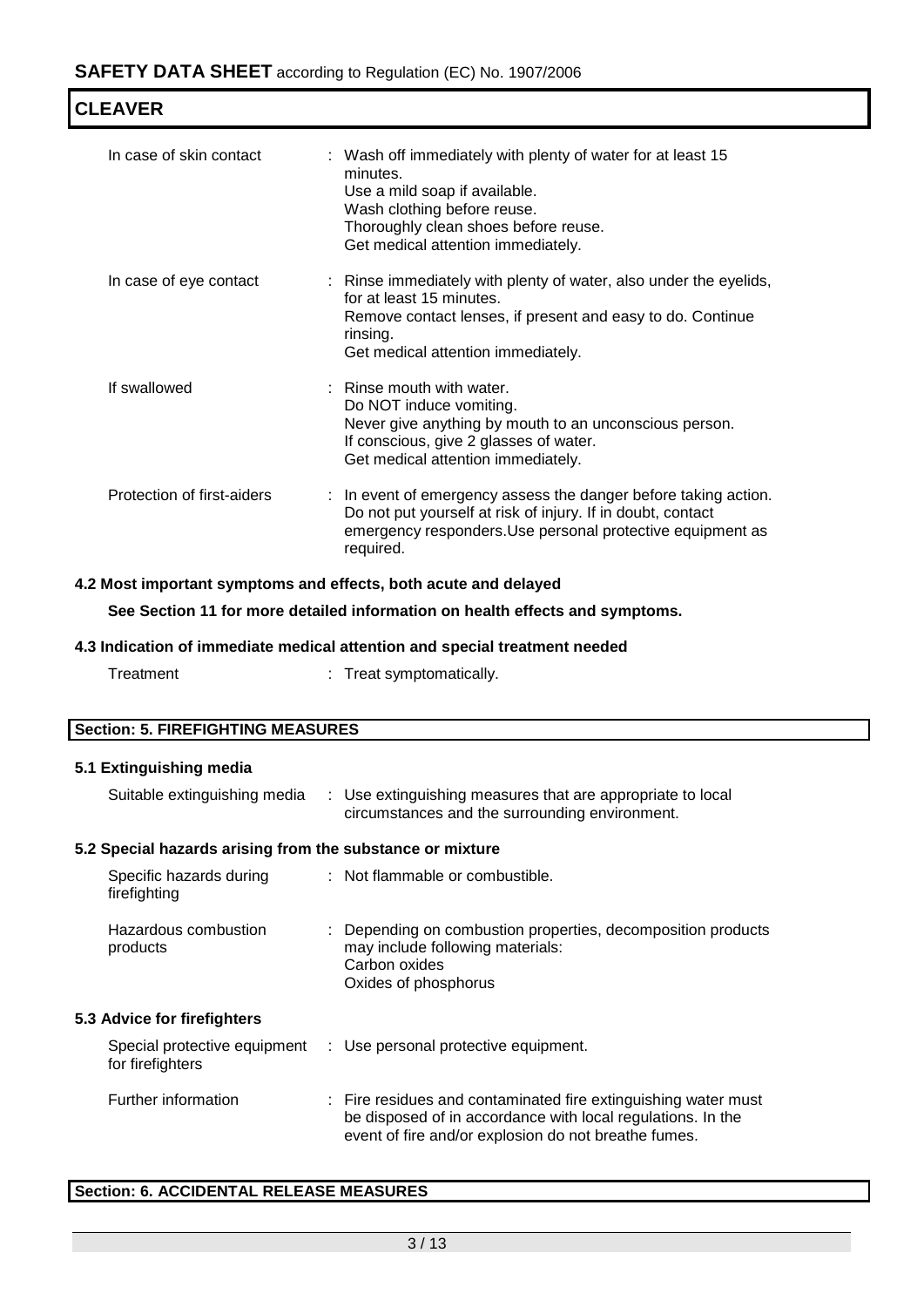| | |
|---|---|
| In case of skin contact | : Wash off immediately with plenty of water for at least 15 minutes.<br>Use a mild soap if available.<br>Wash clothing before reuse.<br>Thoroughly clean shoes before reuse.<br>Get medical attention immediately. |
| In case of eye contact | : Rinse immediately with plenty of water, also under the eyelids, for at least 15 minutes.<br>Remove contact lenses, if present and easy to do. Continue rinsing.<br>Get medical attention immediately. |
| If swallowed | : Rinse mouth with water.<br>Do NOT induce vomiting.<br>Never give anything by mouth to an unconscious person.<br>If conscious, give 2 glasses of water.<br>Get medical attention immediately. |
| Protection of first-aiders | : In event of emergency assess the danger before taking action. Do not put yourself at risk of injury. If in doubt, contact emergency responders.Use personal protective equipment as required. |

### 4.2 Most important symptoms and effects, both acute and delayed

**See Section 11 for more detailed information on health effects and symptoms.**

### 4.3 Indication of immediate medical attention and special treatment needed

| | |
|---|---|
| Treatment | : Treat symptomatically. |

## Section: 5. FIREFIGHTING MEASURES

### 5.1 Extinguishing media

| | |
|---|---|
| Suitable extinguishing media | : Use extinguishing measures that are appropriate to local circumstances and the surrounding environment. |

### 5.2 Special hazards arising from the substance or mixture

| | |
|---|---|
| Specific hazards during firefighting | : Not flammable or combustible. |
| Hazardous combustion products | : Depending on combustion properties, decomposition products may include following materials:<br>Carbon oxides<br>Oxides of phosphorus |

### 5.3 Advice for firefighters

| | |
|---|---|
| Special protective equipment for firefighters | : Use personal protective equipment. |
| Further information | : Fire residues and contaminated fire extinguishing water must be disposed of in accordance with local regulations. In the event of fire and/or explosion do not breathe fumes. |

## Section: 6. ACCIDENTAL RELEASE MEASURES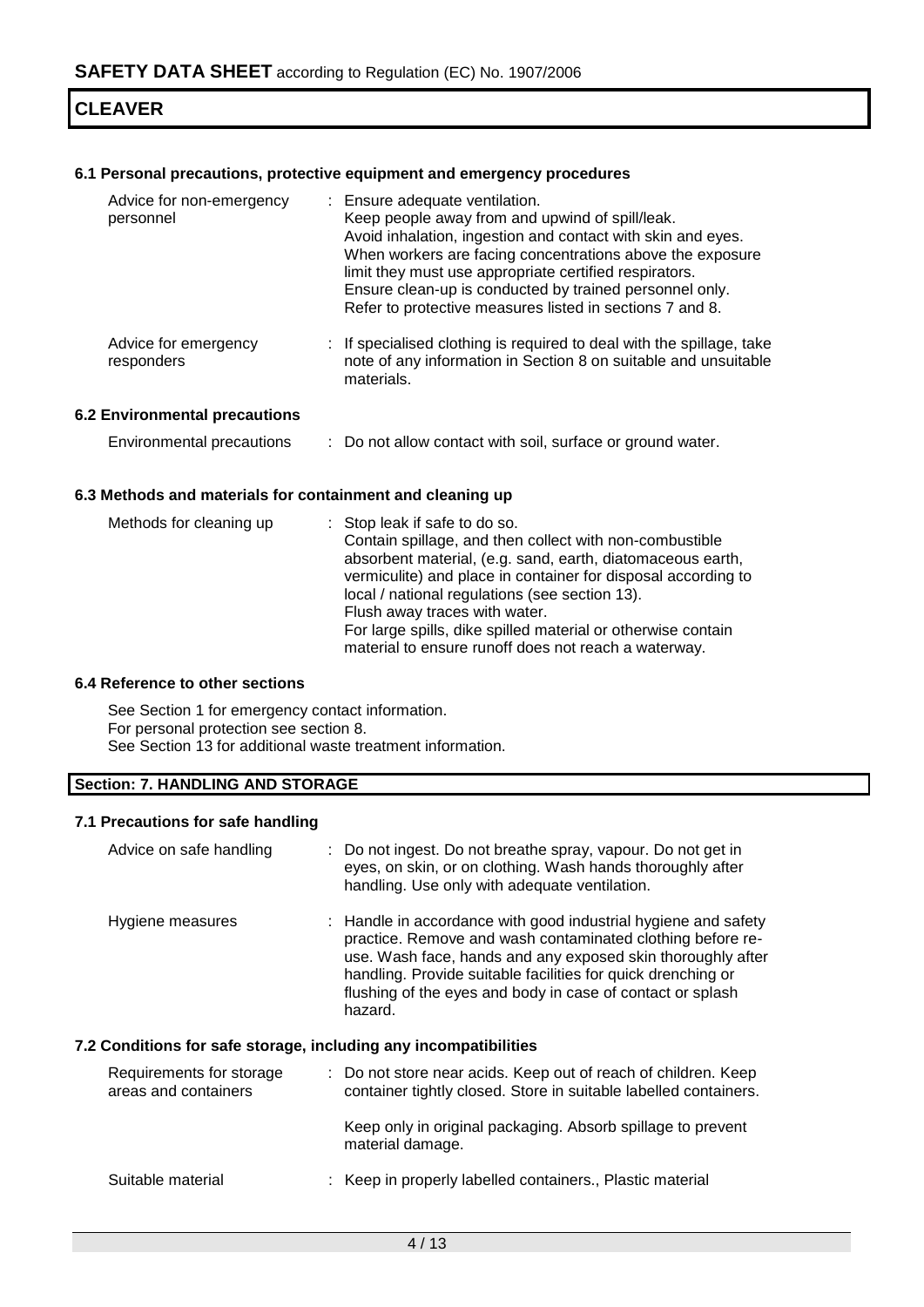### 6.1 Personal precautions, protective equipment and emergency procedures

| | |
|---|---|
| Advice for non-emergency personnel | : Ensure adequate ventilation.<br>Keep people away from and upwind of spill/leak.<br>Avoid inhalation, ingestion and contact with skin and eyes.<br>When workers are facing concentrations above the exposure limit they must use appropriate certified respirators.<br>Ensure clean-up is conducted by trained personnel only.<br>Refer to protective measures listed in sections 7 and 8. |
| Advice for emergency responders | : If specialised clothing is required to deal with the spillage, take note of any information in Section 8 on suitable and unsuitable materials. |

### 6.2 Environmental precautions

| | |
|---|---|
| Environmental precautions | : Do not allow contact with soil, surface or ground water. |

### 6.3 Methods and materials for containment and cleaning up

| | |
|---|---|
| Methods for cleaning up | : Stop leak if safe to do so.<br>Contain spillage, and then collect with non-combustible absorbent material, (e.g. sand, earth, diatomaceous earth, vermiculite) and place in container for disposal according to local / national regulations (see section 13).<br>Flush away traces with water.<br>For large spills, dike spilled material or otherwise contain material to ensure runoff does not reach a waterway. |

### 6.4 Reference to other sections

See Section 1 for emergency contact information.
For personal protection see section 8.
See Section 13 for additional waste treatment information.

## Section: 7. HANDLING AND STORAGE

### 7.1 Precautions for safe handling

| | |
|---|---|
| Advice on safe handling | : Do not ingest. Do not breathe spray, vapour. Do not get in eyes, on skin, or on clothing. Wash hands thoroughly after handling. Use only with adequate ventilation. |
| Hygiene measures | : Handle in accordance with good industrial hygiene and safety practice. Remove and wash contaminated clothing before re-use. Wash face, hands and any exposed skin thoroughly after handling. Provide suitable facilities for quick drenching or flushing of the eyes and body in case of contact or splash hazard. |

### 7.2 Conditions for safe storage, including any incompatibilities

| | |
|---|---|
| Requirements for storage areas and containers | : Do not store near acids. Keep out of reach of children. Keep container tightly closed. Store in suitable labelled containers.<br><br>Keep only in original packaging. Absorb spillage to prevent material damage. |
| Suitable material | : Keep in properly labelled containers., Plastic material |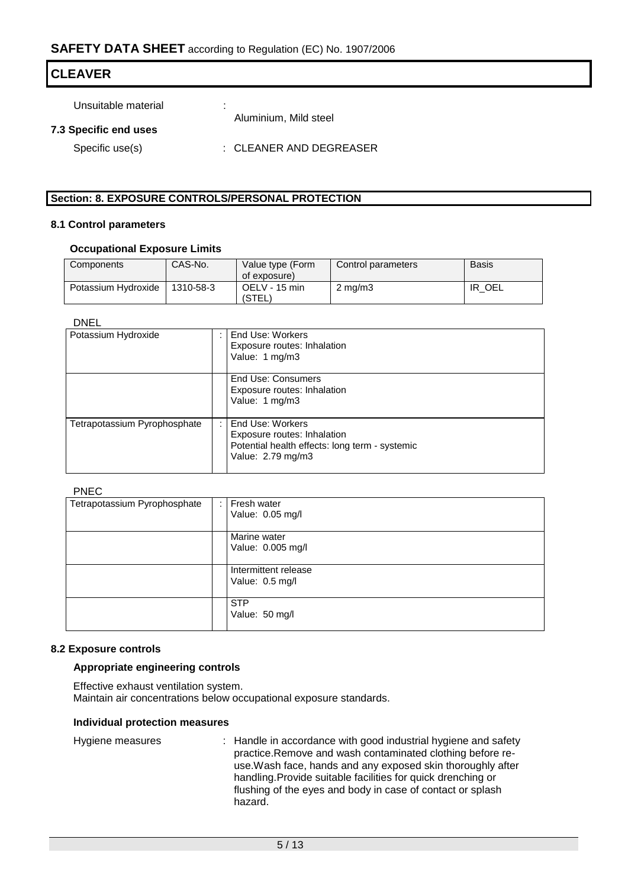Unsuitable material : Aluminium, Mild steel

**7.3 Specific end uses**

Specific use(s) : CLEANER AND DEGREASER

## Section: 8. EXPOSURE CONTROLS/PERSONAL PROTECTION

### 8.1 Control parameters

**Occupational Exposure Limits**

| Components | CAS-No. | Value type (Form of exposure) | Control parameters | Basis |
|---|---|---|---|---|
| Potassium Hydroxide | 1310-58-3 | OELV - 15 min (STEL) | 2 mg/m3 | IR_OEL |

DNEL

| | | |
|---|---|---|
| Potassium Hydroxide | : | End Use: Workers<br>Exposure routes: Inhalation<br>Value: 1 mg/m3 |
| | | End Use: Consumers<br>Exposure routes: Inhalation<br>Value: 1 mg/m3 |
| Tetrapotassium Pyrophosphate | : | End Use: Workers<br>Exposure routes: Inhalation<br>Potential health effects: long term - systemic<br>Value: 2.79 mg/m3 |

PNEC

| | | |
|---|---|---|
| Tetrapotassium Pyrophosphate | : | Fresh water<br>Value: 0.05 mg/l |
| | | Marine water<br>Value: 0.005 mg/l |
| | | Intermittent release<br>Value: 0.5 mg/l |
| | | STP<br>Value: 50 mg/l |

### 8.2 Exposure controls

**Appropriate engineering controls**

Effective exhaust ventilation system.
Maintain air concentrations below occupational exposure standards.

**Individual protection measures**

Hygiene measures : Handle in accordance with good industrial hygiene and safety practice.Remove and wash contaminated clothing before re-use.Wash face, hands and any exposed skin thoroughly after handling.Provide suitable facilities for quick drenching or flushing of the eyes and body in case of contact or splash hazard.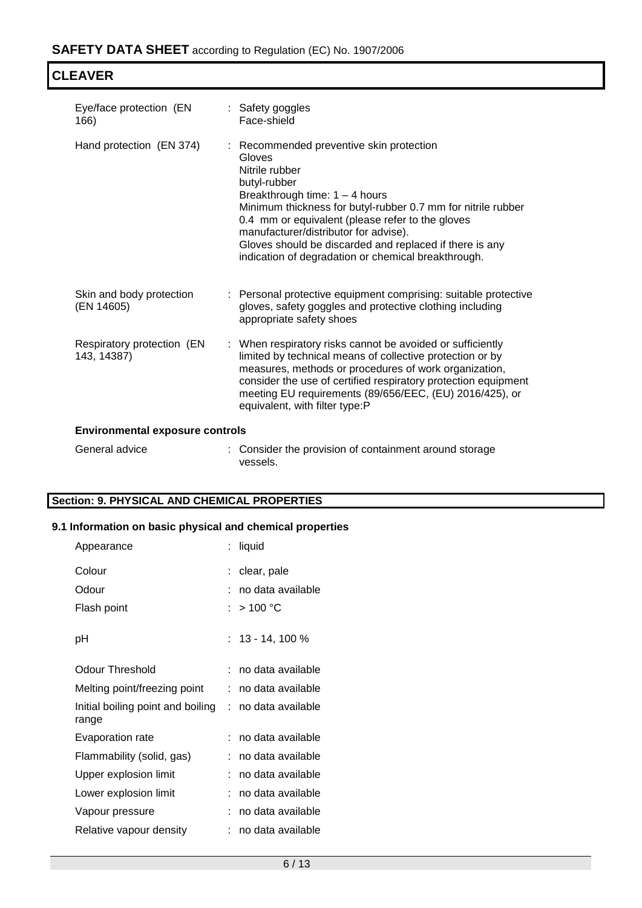| | |
|---|---|
| Eye/face protection (EN 166) | : Safety goggles<br>Face-shield |
| Hand protection (EN 374) | : Recommended preventive skin protection<br>Gloves<br>Nitrile rubber<br>butyl-rubber<br>Breakthrough time: 1 – 4 hours<br>Minimum thickness for butyl-rubber 0.7 mm for nitrile rubber 0.4 mm or equivalent (please refer to the gloves manufacturer/distributor for advise).<br>Gloves should be discarded and replaced if there is any indication of degradation or chemical breakthrough. |
| Skin and body protection (EN 14605) | : Personal protective equipment comprising: suitable protective gloves, safety goggles and protective clothing including appropriate safety shoes |
| Respiratory protection (EN 143, 14387) | : When respiratory risks cannot be avoided or sufficiently limited by technical means of collective protection or by measures, methods or procedures of work organization, consider the use of certified respiratory protection equipment meeting EU requirements (89/656/EEC, (EU) 2016/425), or equivalent, with filter type:P |

**Environmental exposure controls**

| | |
|---|---|
| General advice | : Consider the provision of containment around storage vessels. |

## Section: 9. PHYSICAL AND CHEMICAL PROPERTIES

### 9.1 Information on basic physical and chemical properties

| | |
|---|---|
| Appearance | : liquid |
| Colour | : clear, pale |
| Odour | : no data available |
| Flash point | : > 100 °C |
| pH | : 13 - 14, 100 % |
| Odour Threshold | : no data available |
| Melting point/freezing point | : no data available |
| Initial boiling point and boiling range | : no data available |
| Evaporation rate | : no data available |
| Flammability (solid, gas) | : no data available |
| Upper explosion limit | : no data available |
| Lower explosion limit | : no data available |
| Vapour pressure | : no data available |
| Relative vapour density | : no data available |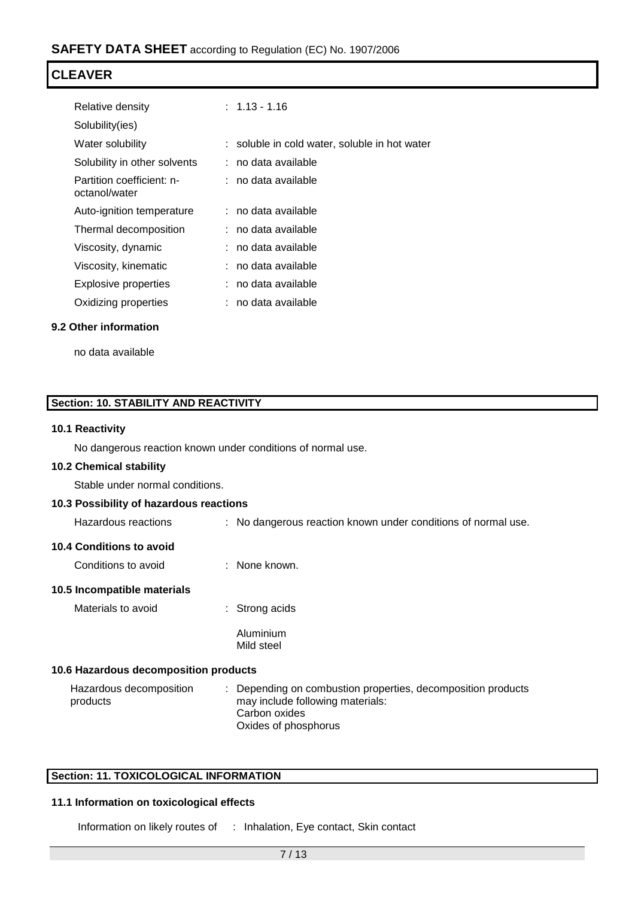| | |
|---|---|
| Relative density | : 1.13 - 1.16 |
| Solubility(ies) | |
| Water solubility | : soluble in cold water, soluble in hot water |
| Solubility in other solvents | : no data available |
| Partition coefficient: n-octanol/water | : no data available |
| Auto-ignition temperature | : no data available |
| Thermal decomposition | : no data available |
| Viscosity, dynamic | : no data available |
| Viscosity, kinematic | : no data available |
| Explosive properties | : no data available |
| Oxidizing properties | : no data available |

### 9.2 Other information

no data available

## Section: 10. STABILITY AND REACTIVITY

### 10.1 Reactivity

No dangerous reaction known under conditions of normal use.

### 10.2 Chemical stability

Stable under normal conditions.

### 10.3 Possibility of hazardous reactions

| | |
|---|---|
| Hazardous reactions | : No dangerous reaction known under conditions of normal use. |

### 10.4 Conditions to avoid

| | |
|---|---|
| Conditions to avoid | : None known. |

### 10.5 Incompatible materials

| | |
|---|---|
| Materials to avoid | : Strong acids<br><br>Aluminium<br>Mild steel |

### 10.6 Hazardous decomposition products

| | |
|---|---|
| Hazardous decomposition products | : Depending on combustion properties, decomposition products may include following materials:<br>Carbon oxides<br>Oxides of phosphorus |

## Section: 11. TOXICOLOGICAL INFORMATION

### 11.1 Information on toxicological effects

| | |
|---|---|
| Information on likely routes of | : Inhalation, Eye contact, Skin contact |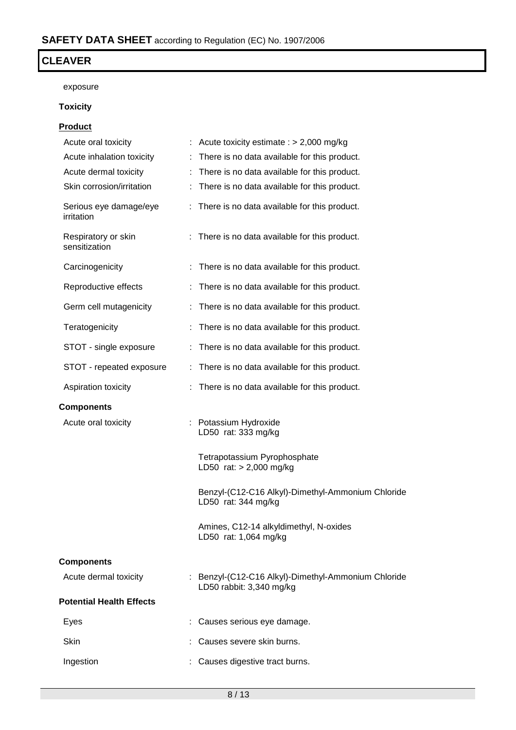exposure

**Toxicity**

**Product**

| | |
|---|---|
| Acute oral toxicity | : Acute toxicity estimate : > 2,000 mg/kg |
| Acute inhalation toxicity | : There is no data available for this product. |
| Acute dermal toxicity | : There is no data available for this product. |
| Skin corrosion/irritation | : There is no data available for this product. |
| Serious eye damage/eye irritation | : There is no data available for this product. |
| Respiratory or skin sensitization | : There is no data available for this product. |
| Carcinogenicity | : There is no data available for this product. |
| Reproductive effects | : There is no data available for this product. |
| Germ cell mutagenicity | : There is no data available for this product. |
| Teratogenicity | : There is no data available for this product. |
| STOT - single exposure | : There is no data available for this product. |
| STOT - repeated exposure | : There is no data available for this product. |
| Aspiration toxicity | : There is no data available for this product. |

**Components**

Acute oral toxicity : Potassium Hydroxide
LD50 rat: 333 mg/kg

Tetrapotassium Pyrophosphate
LD50 rat: > 2,000 mg/kg

Benzyl-(C12-C16 Alkyl)-Dimethyl-Ammonium Chloride
LD50 rat: 344 mg/kg

Amines, C12-14 alkyldimethyl, N-oxides
LD50 rat: 1,064 mg/kg

**Components**

Acute dermal toxicity : Benzyl-(C12-C16 Alkyl)-Dimethyl-Ammonium Chloride
LD50 rabbit: 3,340 mg/kg

**Potential Health Effects**

| | |
|---|---|
| Eyes | : Causes serious eye damage. |
| Skin | : Causes severe skin burns. |
| Ingestion | : Causes digestive tract burns. |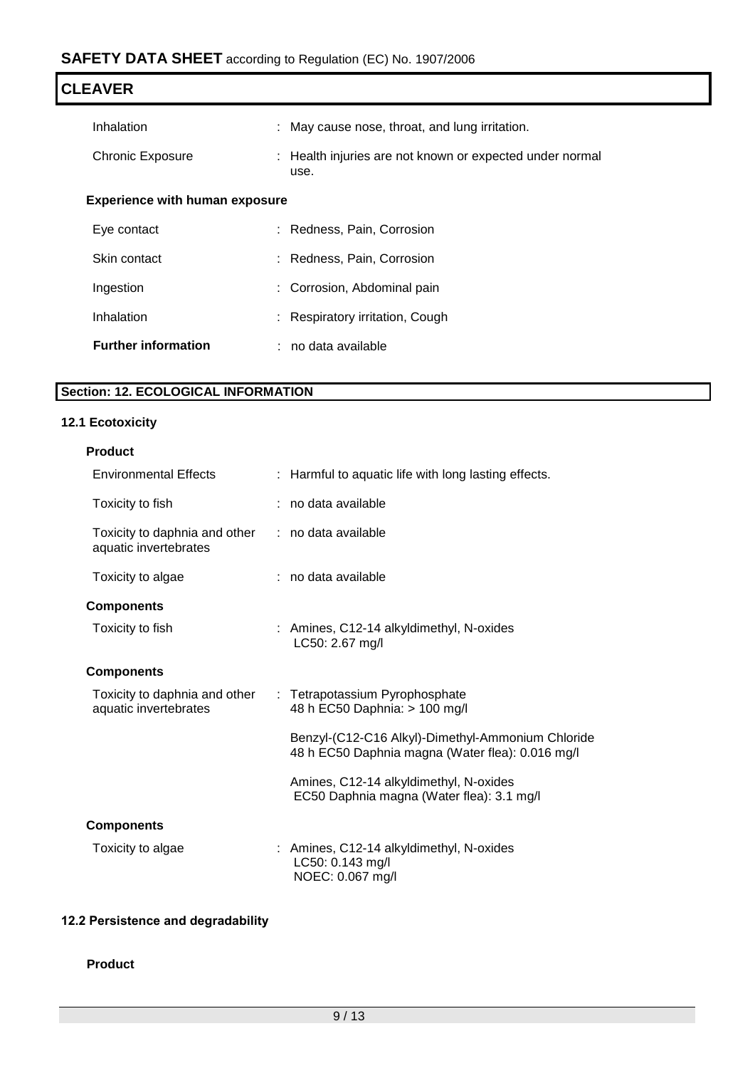| | |
|---|---|
| Inhalation | : May cause nose, throat, and lung irritation. |
| Chronic Exposure | : Health injuries are not known or expected under normal use. |

**Experience with human exposure**

| | |
|---|---|
| Eye contact | : Redness, Pain, Corrosion |
| Skin contact | : Redness, Pain, Corrosion |
| Ingestion | : Corrosion, Abdominal pain |
| Inhalation | : Respiratory irritation, Cough |
| **Further information** | : no data available |

## Section: 12. ECOLOGICAL INFORMATION

### 12.1 Ecotoxicity

**Product**

| | |
|---|---|
| Environmental Effects | : Harmful to aquatic life with long lasting effects. |
| Toxicity to fish | : no data available |
| Toxicity to daphnia and other aquatic invertebrates | : no data available |
| Toxicity to algae | : no data available |

**Components**

| | |
|---|---|
| Toxicity to fish | : Amines, C12-14 alkyldimethyl, N-oxides<br>LC50: 2.67 mg/l |

**Components**

| | |
|---|---|
| Toxicity to daphnia and other aquatic invertebrates | : Tetrapotassium Pyrophosphate<br>48 h EC50 Daphnia: > 100 mg/l<br><br>Benzyl-(C12-C16 Alkyl)-Dimethyl-Ammonium Chloride<br>48 h EC50 Daphnia magna (Water flea): 0.016 mg/l<br><br>Amines, C12-14 alkyldimethyl, N-oxides<br>EC50 Daphnia magna (Water flea): 3.1 mg/l |

**Components**

| | |
|---|---|
| Toxicity to algae | : Amines, C12-14 alkyldimethyl, N-oxides<br>LC50: 0.143 mg/l<br>NOEC: 0.067 mg/l |

### 12.2 Persistence and degradability

**Product**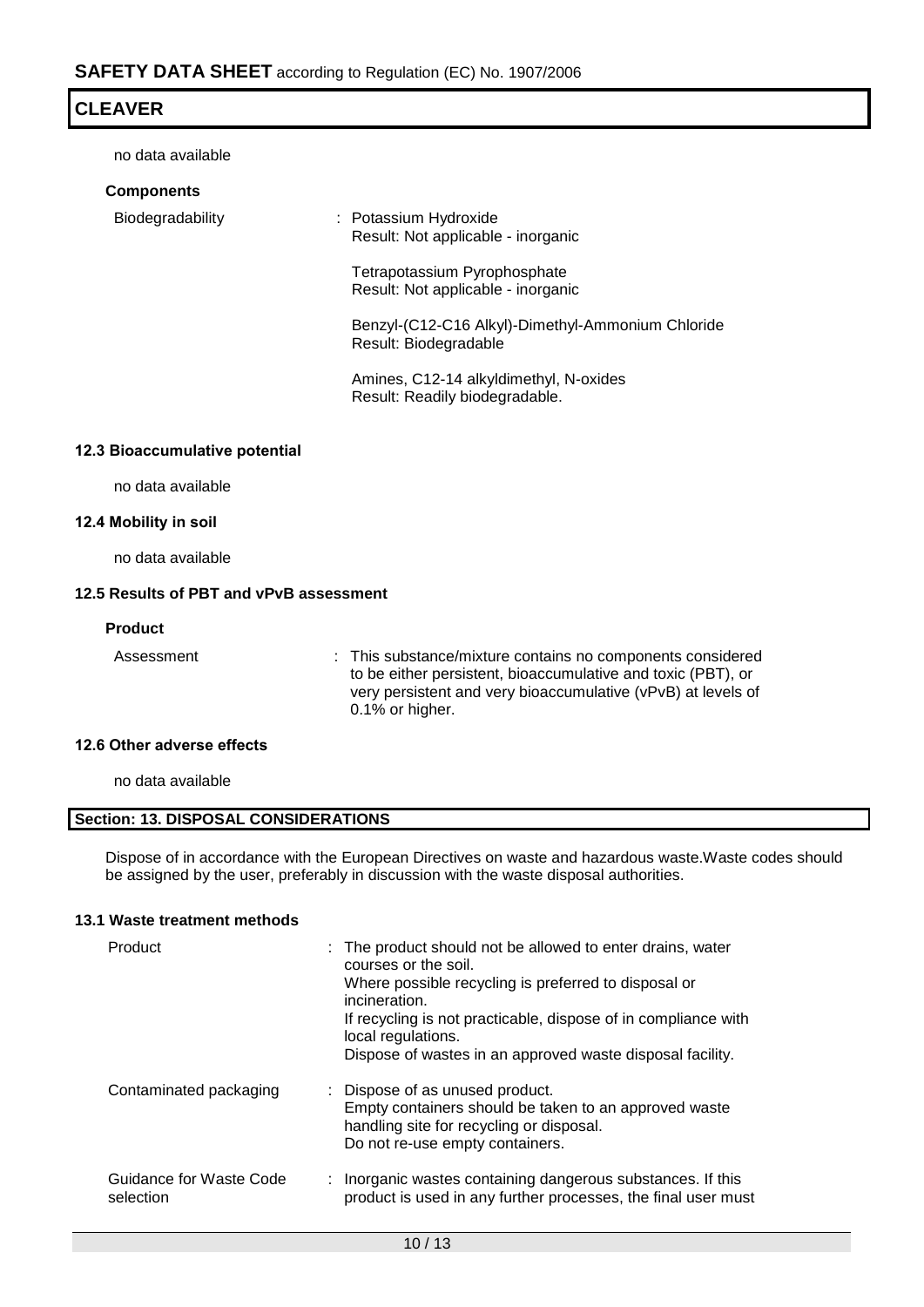no data available

**Components**

| | |
|---|---|
| Biodegradability | : Potassium Hydroxide<br>Result: Not applicable - inorganic<br><br>Tetrapotassium Pyrophosphate<br>Result: Not applicable - inorganic<br><br>Benzyl-(C12-C16 Alkyl)-Dimethyl-Ammonium Chloride<br>Result: Biodegradable<br><br>Amines, C12-14 alkyldimethyl, N-oxides<br>Result: Readily biodegradable. |

### 12.3 Bioaccumulative potential

no data available

### 12.4 Mobility in soil

no data available

### 12.5 Results of PBT and vPvB assessment

**Product**

| | |
|---|---|
| Assessment | : This substance/mixture contains no components considered to be either persistent, bioaccumulative and toxic (PBT), or very persistent and very bioaccumulative (vPvB) at levels of 0.1% or higher. |

### 12.6 Other adverse effects

no data available

## Section: 13. DISPOSAL CONSIDERATIONS

Dispose of in accordance with the European Directives on waste and hazardous waste.Waste codes should be assigned by the user, preferably in discussion with the waste disposal authorities.

### 13.1 Waste treatment methods

| | |
|---|---|
| Product | : The product should not be allowed to enter drains, water courses or the soil.<br>Where possible recycling is preferred to disposal or incineration.<br>If recycling is not practicable, dispose of in compliance with local regulations.<br>Dispose of wastes in an approved waste disposal facility. |
| Contaminated packaging | : Dispose of as unused product.<br>Empty containers should be taken to an approved waste handling site for recycling or disposal.<br>Do not re-use empty containers. |
| Guidance for Waste Code selection | : Inorganic wastes containing dangerous substances. If this product is used in any further processes, the final user must |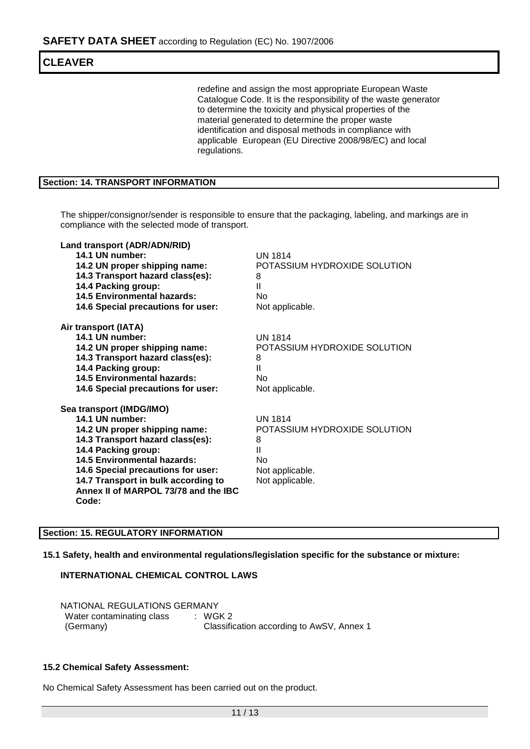redefine and assign the most appropriate European Waste Catalogue Code. It is the responsibility of the waste generator to determine the toxicity and physical properties of the material generated to determine the proper waste identification and disposal methods in compliance with applicable European (EU Directive 2008/98/EC) and local regulations.

## Section: 14. TRANSPORT INFORMATION

The shipper/consignor/sender is responsible to ensure that the packaging, labeling, and markings are in compliance with the selected mode of transport.

**Land transport (ADR/ADN/RID)**

| | |
|---|---|
| **14.1 UN number:** | UN 1814 |
| **14.2 UN proper shipping name:** | POTASSIUM HYDROXIDE SOLUTION |
| **14.3 Transport hazard class(es):** | 8 |
| **14.4 Packing group:** | II |
| **14.5 Environmental hazards:** | No |
| **14.6 Special precautions for user:** | Not applicable. |

**Air transport (IATA)**

| | |
|---|---|
| **14.1 UN number:** | UN 1814 |
| **14.2 UN proper shipping name:** | POTASSIUM HYDROXIDE SOLUTION |
| **14.3 Transport hazard class(es):** | 8 |
| **14.4 Packing group:** | II |
| **14.5 Environmental hazards:** | No |
| **14.6 Special precautions for user:** | Not applicable. |

**Sea transport (IMDG/IMO)**

| | |
|---|---|
| **14.1 UN number:** | UN 1814 |
| **14.2 UN proper shipping name:** | POTASSIUM HYDROXIDE SOLUTION |
| **14.3 Transport hazard class(es):** | 8 |
| **14.4 Packing group:** | II |
| **14.5 Environmental hazards:** | No |
| **14.6 Special precautions for user:** | Not applicable. |
| **14.7 Transport in bulk according to Annex II of MARPOL 73/78 and the IBC Code:** | Not applicable. |

## Section: 15. REGULATORY INFORMATION

**15.1 Safety, health and environmental regulations/legislation specific for the substance or mixture:**

**INTERNATIONAL CHEMICAL CONTROL LAWS**

NATIONAL REGULATIONS GERMANY

Water contaminating class (Germany) : WGK 2
Classification according to AwSV, Annex 1

**15.2 Chemical Safety Assessment:**

No Chemical Safety Assessment has been carried out on the product.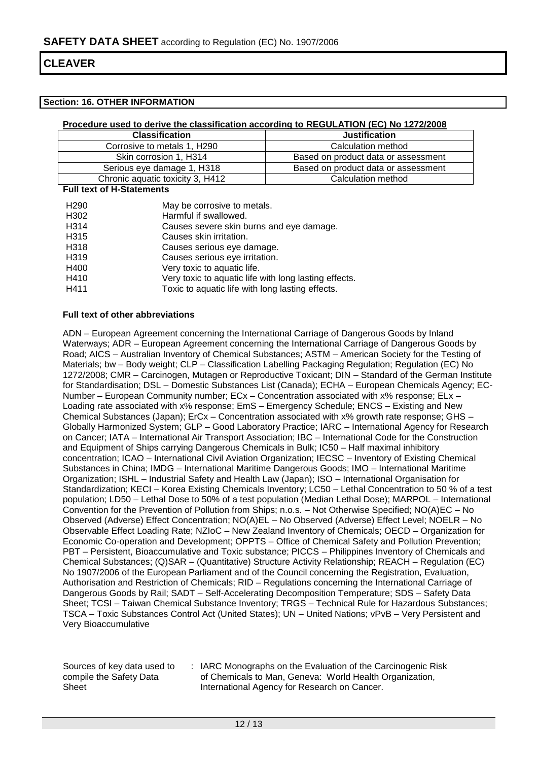**SAFETY DATA SHEET** according to Regulation (EC) No. 1907/2006

# CLEAVER

## Section: 16. OTHER INFORMATION

**Procedure used to derive the classification according to REGULATION (EC) No 1272/2008**

| Classification | Justification |
|---|---|
| Corrosive to metals 1, H290 | Calculation method |
| Skin corrosion 1, H314 | Based on product data or assessment |
| Serious eye damage 1, H318 | Based on product data or assessment |
| Chronic aquatic toxicity 3, H412 | Calculation method |

**Full text of H-Statements**

| | |
|---|---|
| H290 | May be corrosive to metals. |
| H302 | Harmful if swallowed. |
| H314 | Causes severe skin burns and eye damage. |
| H315 | Causes skin irritation. |
| H318 | Causes serious eye damage. |
| H319 | Causes serious eye irritation. |
| H400 | Very toxic to aquatic life. |
| H410 | Very toxic to aquatic life with long lasting effects. |
| H411 | Toxic to aquatic life with long lasting effects. |

**Full text of other abbreviations**

ADN – European Agreement concerning the International Carriage of Dangerous Goods by Inland Waterways; ADR – European Agreement concerning the International Carriage of Dangerous Goods by Road; AICS – Australian Inventory of Chemical Substances; ASTM – American Society for the Testing of Materials; bw – Body weight; CLP – Classification Labelling Packaging Regulation; Regulation (EC) No 1272/2008; CMR – Carcinogen, Mutagen or Reproductive Toxicant; DIN – Standard of the German Institute for Standardisation; DSL – Domestic Substances List (Canada); ECHA – European Chemicals Agency; EC-Number – European Community number; ECx – Concentration associated with x% response; ELx – Loading rate associated with x% response; EmS – Emergency Schedule; ENCS – Existing and New Chemical Substances (Japan); ErCx – Concentration associated with x% growth rate response; GHS – Globally Harmonized System; GLP – Good Laboratory Practice; IARC – International Agency for Research on Cancer; IATA – International Air Transport Association; IBC – International Code for the Construction and Equipment of Ships carrying Dangerous Chemicals in Bulk; IC50 – Half maximal inhibitory concentration; ICAO – International Civil Aviation Organization; IECSC – Inventory of Existing Chemical Substances in China; IMDG – International Maritime Dangerous Goods; IMO – International Maritime Organization; ISHL – Industrial Safety and Health Law (Japan); ISO – International Organisation for Standardization; KECI – Korea Existing Chemicals Inventory; LC50 – Lethal Concentration to 50 % of a test population; LD50 – Lethal Dose to 50% of a test population (Median Lethal Dose); MARPOL – International Convention for the Prevention of Pollution from Ships; n.o.s. – Not Otherwise Specified; NO(A)EC – No Observed (Adverse) Effect Concentration; NO(A)EL – No Observed (Adverse) Effect Level; NOELR – No Observable Effect Loading Rate; NZIoC – New Zealand Inventory of Chemicals; OECD – Organization for Economic Co-operation and Development; OPPTS – Office of Chemical Safety and Pollution Prevention; PBT – Persistent, Bioaccumulative and Toxic substance; PICCS – Philippines Inventory of Chemicals and Chemical Substances; (Q)SAR – (Quantitative) Structure Activity Relationship; REACH – Regulation (EC) No 1907/2006 of the European Parliament and of the Council concerning the Registration, Evaluation, Authorisation and Restriction of Chemicals; RID – Regulations concerning the International Carriage of Dangerous Goods by Rail; SADT – Self-Accelerating Decomposition Temperature; SDS – Safety Data Sheet; TCSI – Taiwan Chemical Substance Inventory; TRGS – Technical Rule for Hazardous Substances; TSCA – Toxic Substances Control Act (United States); UN – United Nations; vPvB – Very Persistent and Very Bioaccumulative

| | |
|---|---|
| Sources of key data used to compile the Safety Data Sheet | : IARC Monographs on the Evaluation of the Carcinogenic Risk of Chemicals to Man, Geneva: World Health Organization, International Agency for Research on Cancer. |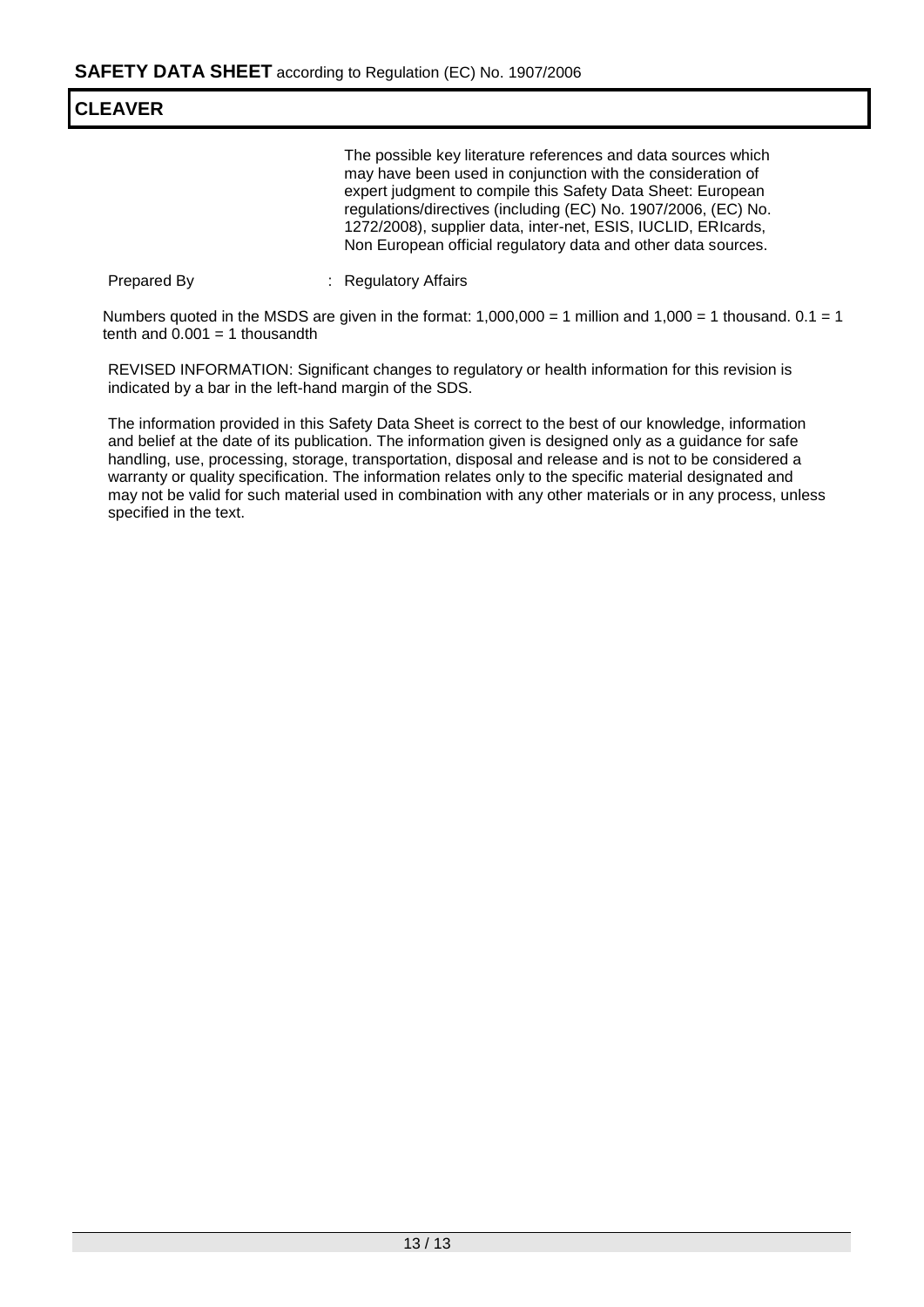The possible key literature references and data sources which may have been used in conjunction with the consideration of expert judgment to compile this Safety Data Sheet: European regulations/directives (including (EC) No. 1907/2006, (EC) No. 1272/2008), supplier data, inter-net, ESIS, IUCLID, ERIcards, Non European official regulatory data and other data sources.

Prepared By : Regulatory Affairs

Numbers quoted in the MSDS are given in the format: 1,000,000 = 1 million and 1,000 = 1 thousand. 0.1 = 1 tenth and 0.001 = 1 thousandth

REVISED INFORMATION: Significant changes to regulatory or health information for this revision is indicated by a bar in the left-hand margin of the SDS.

The information provided in this Safety Data Sheet is correct to the best of our knowledge, information and belief at the date of its publication. The information given is designed only as a guidance for safe handling, use, processing, storage, transportation, disposal and release and is not to be considered a warranty or quality specification. The information relates only to the specific material designated and may not be valid for such material used in combination with any other materials or in any process, unless specified in the text.